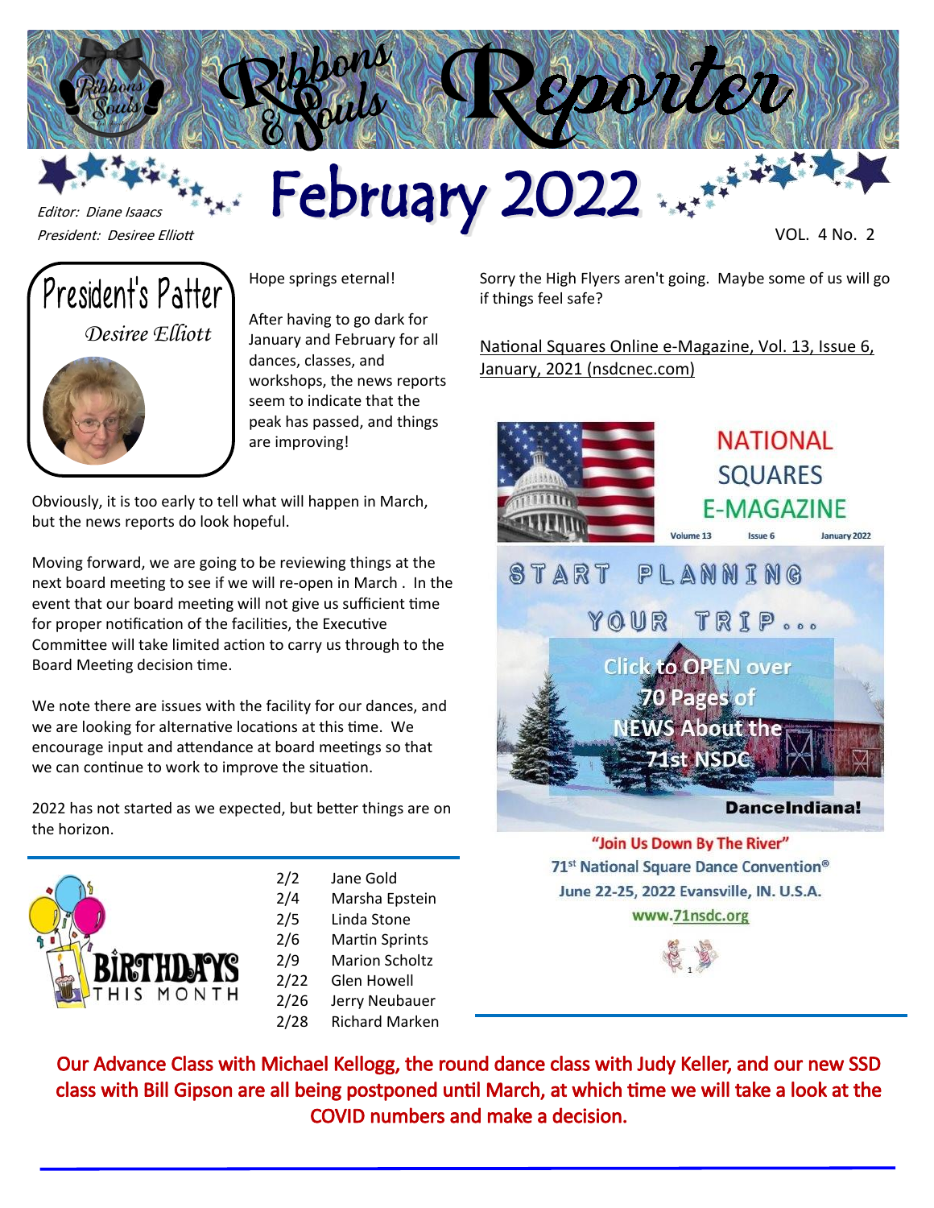# Ribbons & Souls Reporter

## February 2022

*Editor: Diane Isaacs*
*President: Desiree Elliott*

VOL. 4 No. 2

## President's Patter

*Desiree Elliott*

Hope springs eternal!

After having to go dark for January and February for all dances, classes, and workshops, the news reports seem to indicate that the peak has passed, and things are improving!

Obviously, it is too early to tell what will happen in March, but the news reports do look hopeful.

Moving forward, we are going to be reviewing things at the next board meeting to see if we will re-open in March . In the event that our board meeting will not give us sufficient time for proper notification of the facilities, the Executive Committee will take limited action to carry us through to the Board Meeting decision time.

We note there are issues with the facility for our dances, and we are looking for alternative locations at this time. We encourage input and attendance at board meetings so that we can continue to work to improve the situation.

2022 has not started as we expected, but better things are on the horizon.

### Birthdays This Month

| | |
|---|---|
| 2/2 | Jane Gold |
| 2/4 | Marsha Epstein |
| 2/5 | Linda Stone |
| 2/6 | Martin Sprints |
| 2/9 | Marion Scholtz |
| 2/22 | Glen Howell |
| 2/26 | Jerry Neubauer |
| 2/28 | Richard Marken |

Sorry the High Flyers aren't going. Maybe some of us will go if things feel safe?

National Squares Online e-Magazine, Vol. 13, Issue 6, January, 2021 (nsdcnec.com)

NATIONAL SQUARES E-MAGAZINE

Volume 13 Issue 6 January 2022

START PLANNING YOUR TRIP...

Click to OPEN over 70 Pages of NEWS About the 71st NSDC

DanceIndiana!

"Join Us Down By The River"
71st National Square Dance Convention®
June 22-25, 2022 Evansville, IN. U.S.A.
www.71nsdc.org

**Our Advance Class with Michael Kellogg, the round dance class with Judy Keller, and our new SSD class with Bill Gipson are all being postponed until March, at which time we will take a look at the COVID numbers and make a decision.**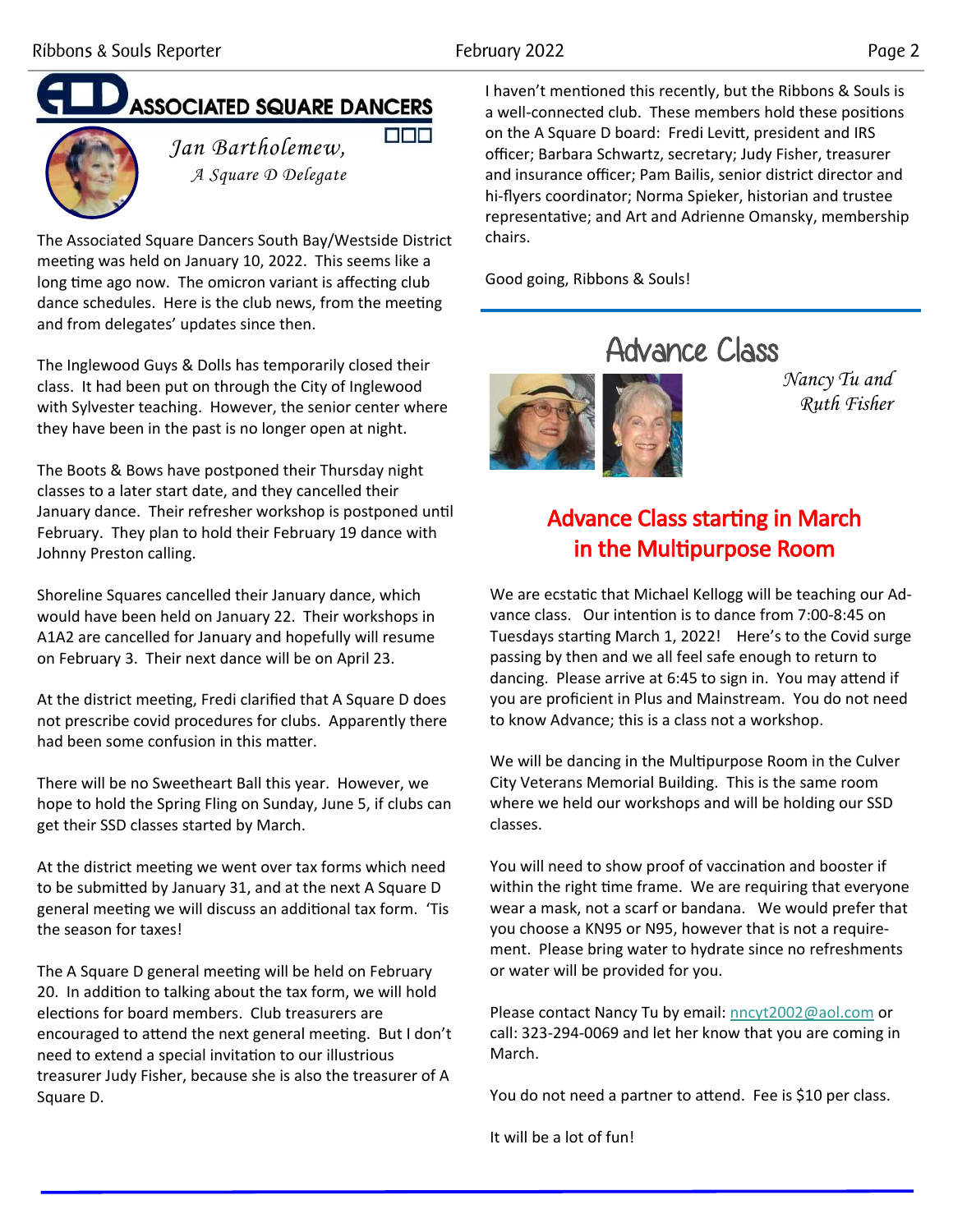## ASSOCIATED SQUARE DANCERS

*Jan Bartholemew,*
*A Square D Delegate*

The Associated Square Dancers South Bay/Westside District meeting was held on January 10, 2022. This seems like a long time ago now. The omicron variant is affecting club dance schedules. Here is the club news, from the meeting and from delegates' updates since then.

The Inglewood Guys & Dolls has temporarily closed their class. It had been put on through the City of Inglewood with Sylvester teaching. However, the senior center where they have been in the past is no longer open at night.

The Boots & Bows have postponed their Thursday night classes to a later start date, and they cancelled their January dance. Their refresher workshop is postponed until February. They plan to hold their February 19 dance with Johnny Preston calling.

Shoreline Squares cancelled their January dance, which would have been held on January 22. Their workshops in A1A2 are cancelled for January and hopefully will resume on February 3. Their next dance will be on April 23.

At the district meeting, Fredi clarified that A Square D does not prescribe covid procedures for clubs. Apparently there had been some confusion in this matter.

There will be no Sweetheart Ball this year. However, we hope to hold the Spring Fling on Sunday, June 5, if clubs can get their SSD classes started by March.

At the district meeting we went over tax forms which need to be submitted by January 31, and at the next A Square D general meeting we will discuss an additional tax form. 'Tis the season for taxes!

The A Square D general meeting will be held on February 20. In addition to talking about the tax form, we will hold elections for board members. Club treasurers are encouraged to attend the next general meeting. But I don't need to extend a special invitation to our illustrious treasurer Judy Fisher, because she is also the treasurer of A Square D.

I haven't mentioned this recently, but the Ribbons & Souls is a well-connected club. These members hold these positions on the A Square D board: Fredi Levitt, president and IRS officer; Barbara Schwartz, secretary; Judy Fisher, treasurer and insurance officer; Pam Bailis, senior district director and hi-flyers coordinator; Norma Spieker, historian and trustee representative; and Art and Adrienne Omansky, membership chairs.

Good going, Ribbons & Souls!

---

## Advance Class

*Nancy Tu and*
*Ruth Fisher*

### Advance Class starting in March in the Multipurpose Room

We are ecstatic that Michael Kellogg will be teaching our Advance class. Our intention is to dance from 7:00-8:45 on Tuesdays starting March 1, 2022! Here's to the Covid surge passing by then and we all feel safe enough to return to dancing. Please arrive at 6:45 to sign in. You may attend if you are proficient in Plus and Mainstream. You do not need to know Advance; this is a class not a workshop.

We will be dancing in the Multipurpose Room in the Culver City Veterans Memorial Building. This is the same room where we held our workshops and will be holding our SSD classes.

You will need to show proof of vaccination and booster if within the right time frame. We are requiring that everyone wear a mask, not a scarf or bandana. We would prefer that you choose a KN95 or N95, however that is not a requirement. Please bring water to hydrate since no refreshments or water will be provided for you.

Please contact Nancy Tu by email: nncyt2002@aol.com or call: 323-294-0069 and let her know that you are coming in March.

You do not need a partner to attend. Fee is $10 per class.

It will be a lot of fun!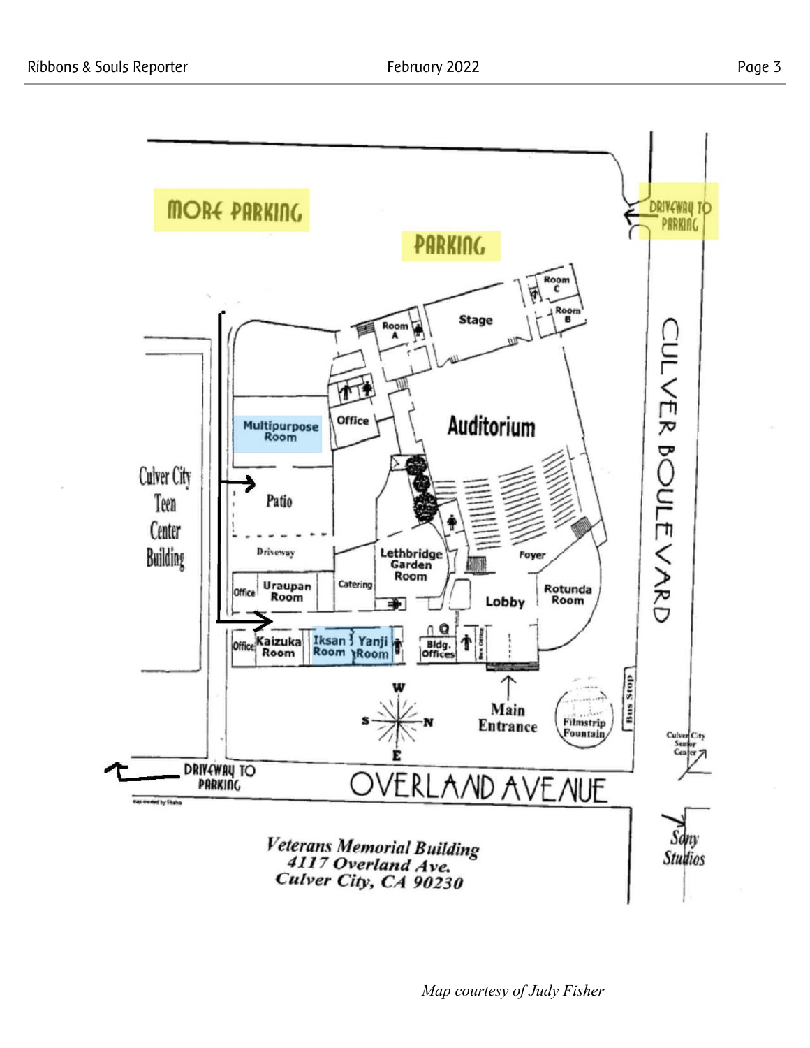**Veterans Memorial Building**
**4117 Overland Ave.**
**Culver City, CA 90230**

*Map courtesy of Judy Fisher*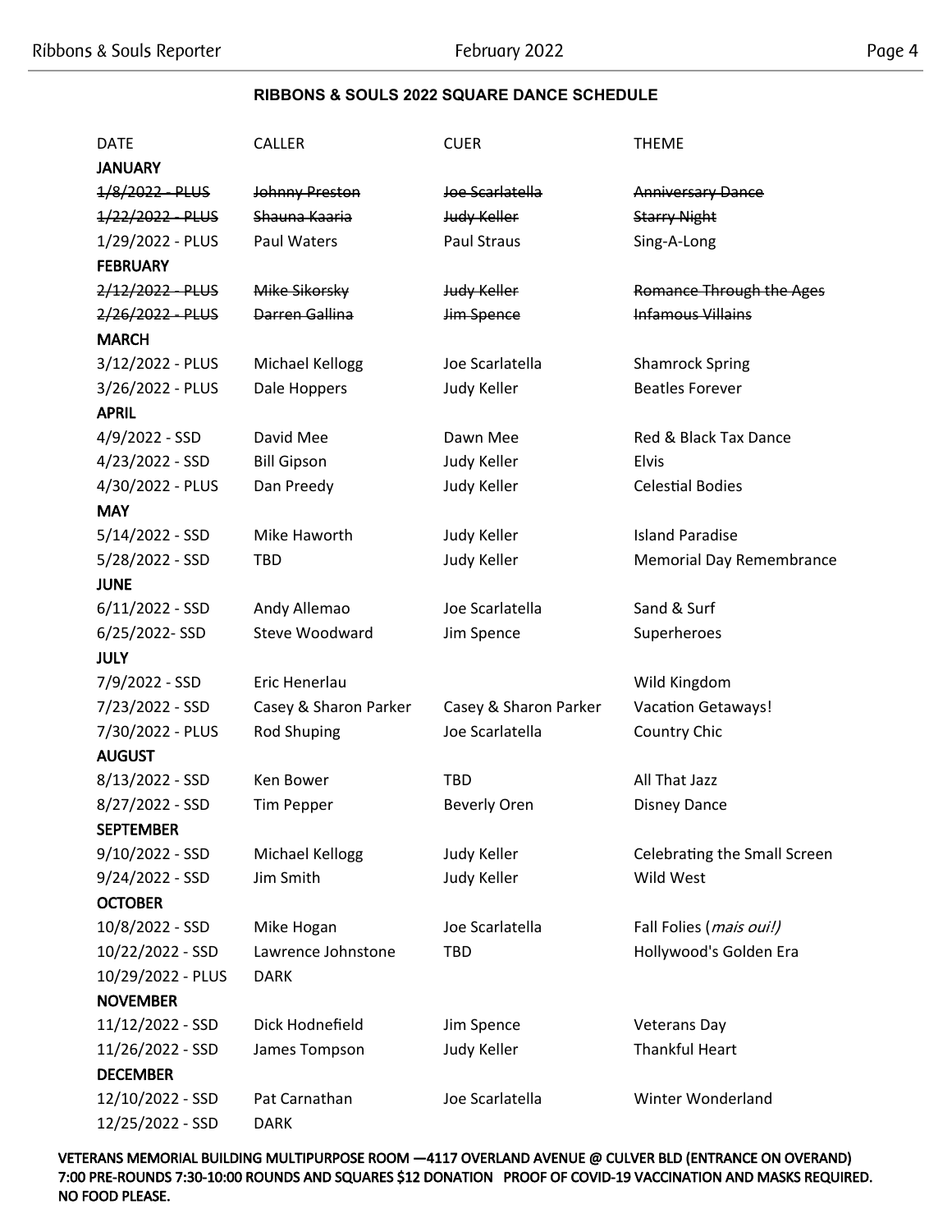**RIBBONS & SOULS 2022 SQUARE DANCE SCHEDULE**

| DATE | CALLER | CUER | THEME |
|---|---|---|---|
| **JANUARY** | | | |
| ~~1/8/2022 - PLUS~~ | ~~Johnny Preston~~ | ~~Joe Scarlatella~~ | ~~Anniversary Dance~~ |
| ~~1/22/2022 - PLUS~~ | ~~Shauna Kaaria~~ | ~~Judy Keller~~ | ~~Starry Night~~ |
| 1/29/2022 - PLUS | Paul Waters | Paul Straus | Sing-A-Long |
| **FEBRUARY** | | | |
| ~~2/12/2022 - PLUS~~ | ~~Mike Sikorsky~~ | ~~Judy Keller~~ | ~~Romance Through the Ages~~ |
| ~~2/26/2022 - PLUS~~ | ~~Darren Gallina~~ | ~~Jim Spence~~ | ~~Infamous Villains~~ |
| **MARCH** | | | |
| 3/12/2022 - PLUS | Michael Kellogg | Joe Scarlatella | Shamrock Spring |
| 3/26/2022 - PLUS | Dale Hoppers | Judy Keller | Beatles Forever |
| **APRIL** | | | |
| 4/9/2022 - SSD | David Mee | Dawn Mee | Red & Black Tax Dance |
| 4/23/2022 - SSD | Bill Gipson | Judy Keller | Elvis |
| 4/30/2022 - PLUS | Dan Preedy | Judy Keller | Celestial Bodies |
| **MAY** | | | |
| 5/14/2022 - SSD | Mike Haworth | Judy Keller | Island Paradise |
| 5/28/2022 - SSD | TBD | Judy Keller | Memorial Day Remembrance |
| **JUNE** | | | |
| 6/11/2022 - SSD | Andy Allemao | Joe Scarlatella | Sand & Surf |
| 6/25/2022- SSD | Steve Woodward | Jim Spence | Superheroes |
| **JULY** | | | |
| 7/9/2022 - SSD | Eric Henerlau | | Wild Kingdom |
| 7/23/2022 - SSD | Casey & Sharon Parker | Casey & Sharon Parker | Vacation Getaways! |
| 7/30/2022 - PLUS | Rod Shuping | Joe Scarlatella | Country Chic |
| **AUGUST** | | | |
| 8/13/2022 - SSD | Ken Bower | TBD | All That Jazz |
| 8/27/2022 - SSD | Tim Pepper | Beverly Oren | Disney Dance |
| **SEPTEMBER** | | | |
| 9/10/2022 - SSD | Michael Kellogg | Judy Keller | Celebrating the Small Screen |
| 9/24/2022 - SSD | Jim Smith | Judy Keller | Wild West |
| **OCTOBER** | | | |
| 10/8/2022 - SSD | Mike Hogan | Joe Scarlatella | Fall Folies (*mais oui!)* |
| 10/22/2022 - SSD | Lawrence Johnstone | TBD | Hollywood's Golden Era |
| 10/29/2022 - PLUS | DARK | | |
| **NOVEMBER** | | | |
| 11/12/2022 - SSD | Dick Hodnefield | Jim Spence | Veterans Day |
| 11/26/2022 - SSD | James Tompson | Judy Keller | Thankful Heart |
| **DECEMBER** | | | |
| 12/10/2022 - SSD | Pat Carnathan | Joe Scarlatella | Winter Wonderland |
| 12/25/2022 - SSD | DARK | | |

**VETERANS MEMORIAL BUILDING MULTIPURPOSE ROOM —4117 OVERLAND AVENUE @ CULVER BLD (ENTRANCE ON OVERAND) 7:00 PRE-ROUNDS 7:30-10:00 ROUNDS AND SQUARES $12 DONATION PROOF OF COVID-19 VACCINATION AND MASKS REQUIRED. NO FOOD PLEASE.**